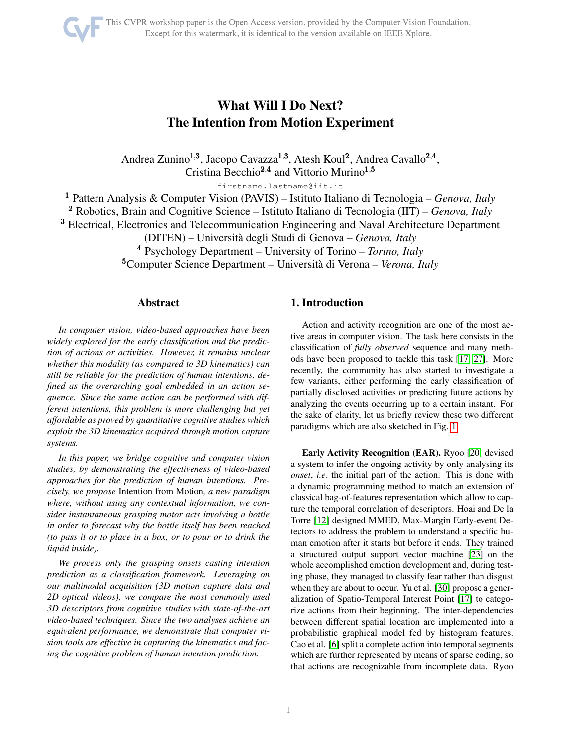# What Will I Do Next?
# The Intention from Motion Experiment

Andrea Zunino[1,3], Jacopo Cavazza[1,3], Atesh Koul[2], Andrea Cavallo[2,4], Cristina Becchio[2,4] and Vittorio Murino[1,5]

firstname.lastname@iit.it

[1] Pattern Analysis & Computer Vision (PAVIS) – Istituto Italiano di Tecnologia – *Genova, Italy*
[2] Robotics, Brain and Cognitive Science – Istituto Italiano di Tecnologia (IIT) – *Genova, Italy*
[3] Electrical, Electronics and Telecommunication Engineering and Naval Architecture Department (DITEN) – Università degli Studi di Genova – *Genova, Italy*
[4] Psychology Department – University of Torino – *Torino, Italy*
[5] Computer Science Department – Università di Verona – *Verona, Italy*

## Abstract

*In computer vision, video-based approaches have been widely explored for the early classification and the prediction of actions or activities. However, it remains unclear whether this modality (as compared to 3D kinematics) can still be reliable for the prediction of human intentions, defined as the overarching goal embedded in an action sequence. Since the same action can be performed with different intentions, this problem is more challenging but yet affordable as proved by quantitative cognitive studies which exploit the 3D kinematics acquired through motion capture systems.*

*In this paper, we bridge cognitive and computer vision studies, by demonstrating the effectiveness of video-based approaches for the prediction of human intentions. Precisely, we propose* Intention from Motion*, a new paradigm where, without using any contextual information, we consider instantaneous grasping motor acts involving a bottle in order to forecast why the bottle itself has been reached (to pass it or to place in a box, or to pour or to drink the liquid inside).*

*We process only the grasping onsets casting intention prediction as a classification framework. Leveraging on our multimodal acquisition (3D motion capture data and 2D optical videos), we compare the most commonly used 3D descriptors from cognitive studies with state-of-the-art video-based techniques. Since the two analyses achieve an equivalent performance, we demonstrate that computer vision tools are effective in capturing the kinematics and facing the cognitive problem of human intention prediction.*

## 1. Introduction

Action and activity recognition are one of the most active areas in computer vision. The task here consists in the classification of *fully observed* sequence and many methods have been proposed to tackle this task [17, 27]. More recently, the community has also started to investigate a few variants, either performing the early classification of partially disclosed activities or predicting future actions by analyzing the events occurring up to a certain instant. For the sake of clarity, let us briefly review these two different paradigms which are also sketched in Fig. 1.

**Early Activity Recognition (EAR).** Ryoo [20] devised a system to infer the ongoing activity by only analysing its *onset*, *i.e*. the initial part of the action. This is done with a dynamic programming method to match an extension of classical bag-of-features representation which allow to capture the temporal correlation of descriptors. Hoai and De la Torre [12] designed MMED, Max-Margin Early-event Detectors to address the problem to understand a specific human emotion after it starts but before it ends. They trained a structured output support vector machine [23] on the whole accomplished emotion development and, during testing phase, they managed to classify fear rather than disgust when they are about to occur. Yu et al. [30] propose a generalization of Spatio-Temporal Interest Point [17] to categorize actions from their beginning. The inter-dependencies between different spatial location are implemented into a probabilistic graphical model fed by histogram features. Cao et al. [6] split a complete action into temporal segments which are further represented by means of sparse coding, so that actions are recognizable from incomplete data. Ryoo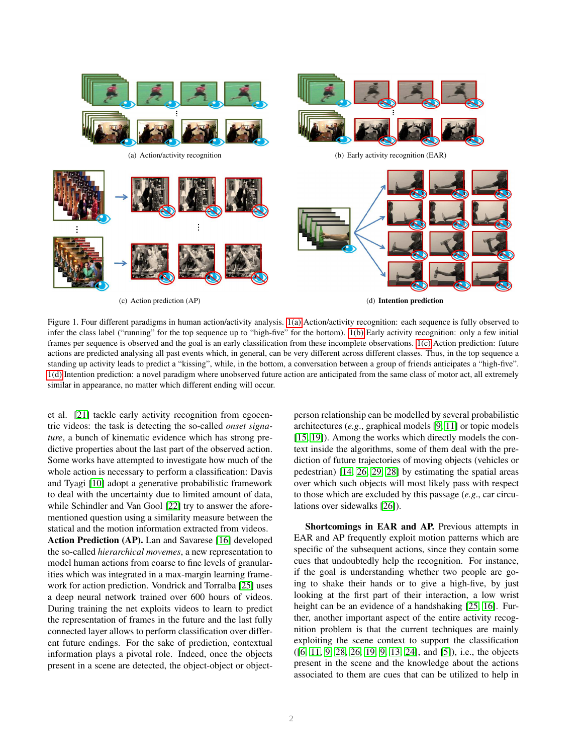(a) Action/activity recognition

(b) Early activity recognition (EAR)

(c) Action prediction (AP)

(d) **Intention prediction**

Figure 1. Four different paradigms in human action/activity analysis. 1(a) Action/activity recognition: each sequence is fully observed to infer the class label ("running" for the top sequence up to "high-five" for the bottom). 1(b) Early activity recognition: only a few initial frames per sequence is observed and the goal is an early classification from these incomplete observations. 1(c) Action prediction: future actions are predicted analysing all past events which, in general, can be very different across different classes. Thus, in the top sequence a standing up activity leads to predict a "kissing", while, in the bottom, a conversation between a group of friends anticipates a "high-five". 1(d) Intention prediction: a novel paradigm where unobserved future action are anticipated from the same class of motor act, all extremely similar in appearance, no matter which different ending will occur.

et al. [21] tackle early activity recognition from egocentric videos: the task is detecting the so-called *onset signature*, a bunch of kinematic evidence which has strong predictive properties about the last part of the observed action. Some works have attempted to investigate how much of the whole action is necessary to perform a classification: Davis and Tyagi [10] adopt a generative probabilistic framework to deal with the uncertainty due to limited amount of data, while Schindler and Van Gool [22] try to answer the aforementioned question using a similarity measure between the statical and the motion information extracted from videos.

**Action Prediction (AP).** Lan and Savarese [16] developed the so-called *hierarchical movemes*, a new representation to model human actions from coarse to fine levels of granularities which was integrated in a max-margin learning framework for action prediction. Vondrick and Torralba [25] uses a deep neural network trained over 600 hours of videos. During training the net exploits videos to learn to predict the representation of frames in the future and the last fully connected layer allows to perform classification over different future endings. For the sake of prediction, contextual information plays a pivotal role. Indeed, once the objects present in a scene are detected, the object-object or object-person relationship can be modelled by several probabilistic architectures (*e.g.*, graphical models [9, 11] or topic models [15, 19]). Among the works which directly models the context inside the algorithms, some of them deal with the prediction of future trajectories of moving objects (vehicles or pedestrian) [14, 26, 29, 28] by estimating the spatial areas over which such objects will most likely pass with respect to those which are excluded by this passage (*e.g.*, car circulations over sidewalks [26]).

**Shortcomings in EAR and AP.** Previous attempts in EAR and AP frequently exploit motion patterns which are specific of the subsequent actions, since they contain some cues that undoubtedly help the recognition. For instance, if the goal is understanding whether two people are going to shake their hands or to give a high-five, by just looking at the first part of their interaction, a low wrist height can be an evidence of a handshaking [25, 16]. Further, another important aspect of the entire activity recognition problem is that the current techniques are mainly exploiting the scene context to support the classification ([6, 11, 9, 28, 26, 19, 9, 13, 24], and [5]), i.e., the objects present in the scene and the knowledge about the actions associated to them are cues that can be utilized to help in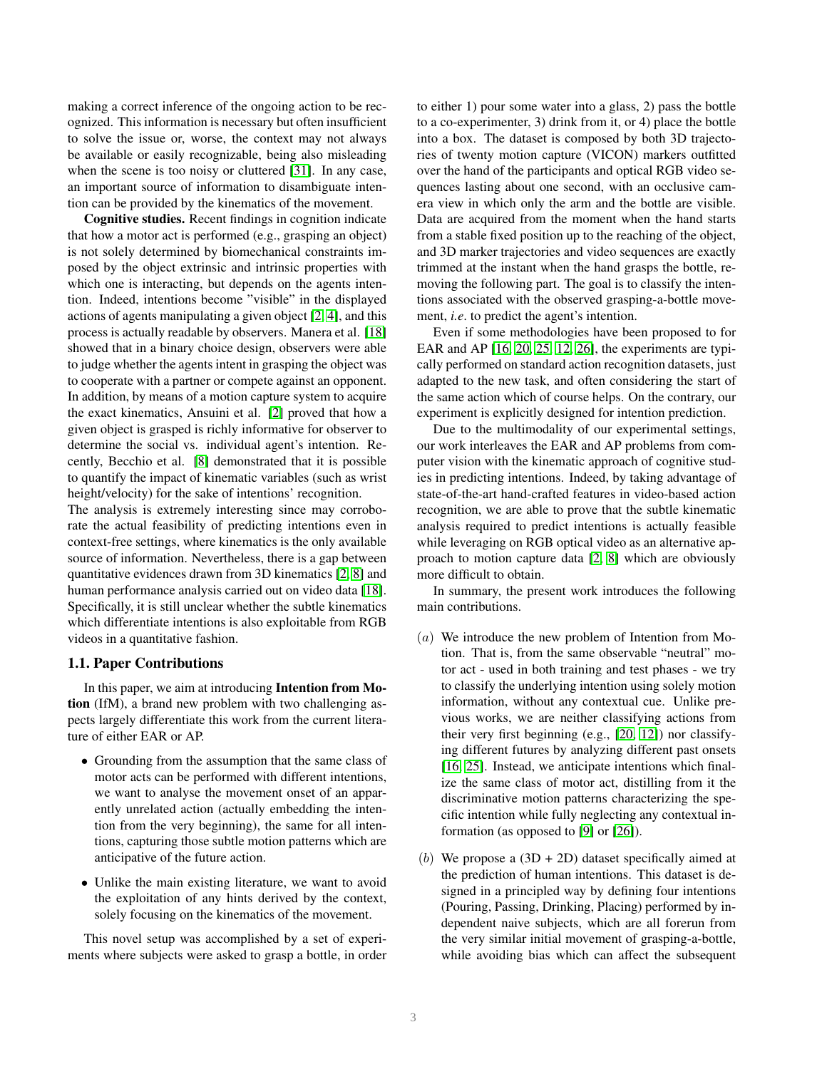making a correct inference of the ongoing action to be recognized. This information is necessary but often insufficient to solve the issue or, worse, the context may not always be available or easily recognizable, being also misleading when the scene is too noisy or cluttered [31]. In any case, an important source of information to disambiguate intention can be provided by the kinematics of the movement.

**Cognitive studies.** Recent findings in cognition indicate that how a motor act is performed (e.g., grasping an object) is not solely determined by biomechanical constraints imposed by the object extrinsic and intrinsic properties with which one is interacting, but depends on the agents intention. Indeed, intentions become "visible" in the displayed actions of agents manipulating a given object [2, 4], and this process is actually readable by observers. Manera et al. [18] showed that in a binary choice design, observers were able to judge whether the agents intent in grasping the object was to cooperate with a partner or compete against an opponent. In addition, by means of a motion capture system to acquire the exact kinematics, Ansuini et al. [2] proved that how a given object is grasped is richly informative for observer to determine the social vs. individual agent's intention. Recently, Becchio et al. [8] demonstrated that it is possible to quantify the impact of kinematic variables (such as wrist height/velocity) for the sake of intentions' recognition.
The analysis is extremely interesting since may corroborate the actual feasibility of predicting intentions even in context-free settings, where kinematics is the only available source of information. Nevertheless, there is a gap between quantitative evidences drawn from 3D kinematics [2, 8] and human performance analysis carried out on video data [18]. Specifically, it is still unclear whether the subtle kinematics which differentiate intentions is also exploitable from RGB videos in a quantitative fashion.

### 1.1. Paper Contributions

In this paper, we aim at introducing **Intention from Motion** (IfM), a brand new problem with two challenging aspects largely differentiate this work from the current literature of either EAR or AP.

- Grounding from the assumption that the same class of motor acts can be performed with different intentions, we want to analyse the movement onset of an apparently unrelated action (actually embedding the intention from the very beginning), the same for all intentions, capturing those subtle motion patterns which are anticipative of the future action.
- Unlike the main existing literature, we want to avoid the exploitation of any hints derived by the context, solely focusing on the kinematics of the movement.

This novel setup was accomplished by a set of experiments where subjects were asked to grasp a bottle, in order to either 1) pour some water into a glass, 2) pass the bottle to a co-experimenter, 3) drink from it, or 4) place the bottle into a box. The dataset is composed by both 3D trajectories of twenty motion capture (VICON) markers outfitted over the hand of the participants and optical RGB video sequences lasting about one second, with an occlusive camera view in which only the arm and the bottle are visible. Data are acquired from the moment when the hand starts from a stable fixed position up to the reaching of the object, and 3D marker trajectories and video sequences are exactly trimmed at the instant when the hand grasps the bottle, removing the following part. The goal is to classify the intentions associated with the observed grasping-a-bottle movement, *i.e*. to predict the agent's intention.

Even if some methodologies have been proposed to for EAR and AP [16, 20, 25, 12, 26], the experiments are typically performed on standard action recognition datasets, just adapted to the new task, and often considering the start of the same action which of course helps. On the contrary, our experiment is explicitly designed for intention prediction.

Due to the multimodality of our experimental settings, our work interleaves the EAR and AP problems from computer vision with the kinematic approach of cognitive studies in predicting intentions. Indeed, by taking advantage of state-of-the-art hand-crafted features in video-based action recognition, we are able to prove that the subtle kinematic analysis required to predict intentions is actually feasible while leveraging on RGB optical video as an alternative approach to motion capture data [2, 8] which are obviously more difficult to obtain.

In summary, the present work introduces the following main contributions.

($a$) We introduce the new problem of Intention from Motion. That is, from the same observable "neutral" motor act - used in both training and test phases - we try to classify the underlying intention using solely motion information, without any contextual cue. Unlike previous works, we are neither classifying actions from their very first beginning (e.g., [20, 12]) nor classifying different futures by analyzing different past onsets [16, 25]. Instead, we anticipate intentions which finalize the same class of motor act, distilling from it the discriminative motion patterns characterizing the specific intention while fully neglecting any contextual information (as opposed to [9] or [26]).

($b$) We propose a (3D + 2D) dataset specifically aimed at the prediction of human intentions. This dataset is designed in a principled way by defining four intentions (Pouring, Passing, Drinking, Placing) performed by independent naive subjects, which are all forerun from the very similar initial movement of grasping-a-bottle, while avoiding bias which can affect the subsequent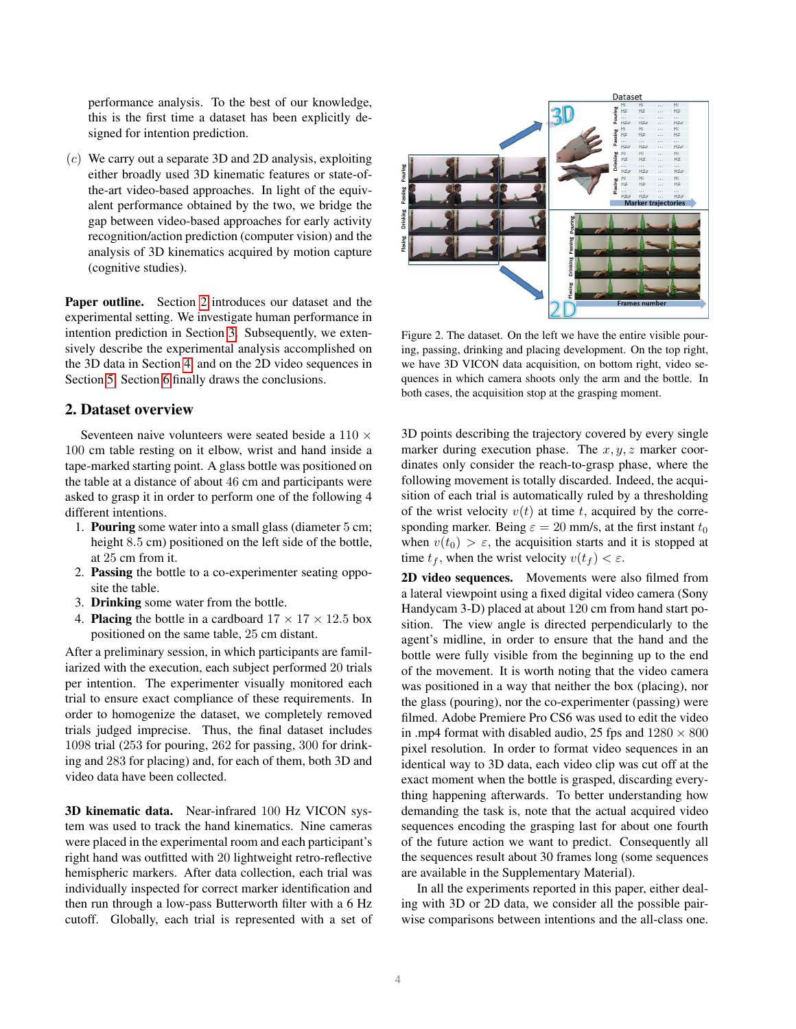performance analysis. To the best of our knowledge, this is the first time a dataset has been explicitly designed for intention prediction.

($c$) We carry out a separate 3D and 2D analysis, exploiting either broadly used 3D kinematic features or state-of-the-art video-based approaches. In light of the equivalent performance obtained by the two, we bridge the gap between video-based approaches for early activity recognition/action prediction (computer vision) and the analysis of 3D kinematics acquired by motion capture (cognitive studies).

**Paper outline.** Section 2 introduces our dataset and the experimental setting. We investigate human performance in intention prediction in Section 3. Subsequently, we extensively describe the experimental analysis accomplished on the 3D data in Section 4 and on the 2D video sequences in Section 5. Section 6 finally draws the conclusions.

## 2. Dataset overview

Seventeen naive volunteers were seated beside a $110 \times 100$ cm table resting on it elbow, wrist and hand inside a tape-marked starting point. A glass bottle was positioned on the table at a distance of about 46 cm and participants were asked to grasp it in order to perform one of the following 4 different intentions.

1. **Pouring** some water into a small glass (diameter 5 cm; height 8.5 cm) positioned on the left side of the bottle, at 25 cm from it.
2. **Passing** the bottle to a co-experimenter seating opposite the table.
3. **Drinking** some water from the bottle.
4. **Placing** the bottle in a cardboard $17 \times 17 \times 12.5$ box positioned on the same table, 25 cm distant.

After a preliminary session, in which participants are familiarized with the execution, each subject performed 20 trials per intention. The experimenter visually monitored each trial to ensure exact compliance of these requirements. In order to homogenize the dataset, we completely removed trials judged imprecise. Thus, the final dataset includes 1098 trial (253 for pouring, 262 for passing, 300 for drinking and 283 for placing) and, for each of them, both 3D and video data have been collected.

**3D kinematic data.** Near-infrared 100 Hz VICON system was used to track the hand kinematics. Nine cameras were placed in the experimental room and each participant's right hand was outfitted with 20 lightweight retro-reflective hemispheric markers. After data collection, each trial was individually inspected for correct marker identification and then run through a low-pass Butterworth filter with a 6 Hz cutoff. Globally, each trial is represented with a set of 3D points describing the trajectory covered by every single marker during execution phase. The $x, y, z$ marker coordinates only consider the reach-to-grasp phase, where the following movement is totally discarded. Indeed, the acquisition of each trial is automatically ruled by a thresholding of the wrist velocity $v(t)$ at time $t$, acquired by the corresponding marker. Being $\varepsilon = 20$ mm/s, at the first instant $t_0$ when $v(t_0) > \varepsilon$, the acquisition starts and it is stopped at time $t_f$, when the wrist velocity $v(t_f) < \varepsilon$.

Figure 2. The dataset. On the left we have the entire visible pouring, passing, drinking and placing development. On the top right, we have 3D VICON data acquisition, on bottom right, video sequences in which camera shoots only the arm and the bottle. In both cases, the acquisition stop at the grasping moment.

**2D video sequences.** Movements were also filmed from a lateral viewpoint using a fixed digital video camera (Sony Handycam 3-D) placed at about 120 cm from hand start position. The view angle is directed perpendicularly to the agent's midline, in order to ensure that the hand and the bottle were fully visible from the beginning up to the end of the movement. It is worth noting that the video camera was positioned in a way that neither the box (placing), nor the glass (pouring), nor the co-experimenter (passing) were filmed. Adobe Premiere Pro CS6 was used to edit the video in .mp4 format with disabled audio, 25 fps and $1280 \times 800$ pixel resolution. In order to format video sequences in an identical way to 3D data, each video clip was cut off at the exact moment when the bottle is grasped, discarding everything happening afterwards. To better understanding how demanding the task is, note that the actual acquired video sequences encoding the grasping last for about one fourth of the future action we want to predict. Consequently all the sequences result about 30 frames long (some sequences are available in the Supplementary Material).

In all the experiments reported in this paper, either dealing with 3D or 2D data, we consider all the possible pairwise comparisons between intentions and the all-class one.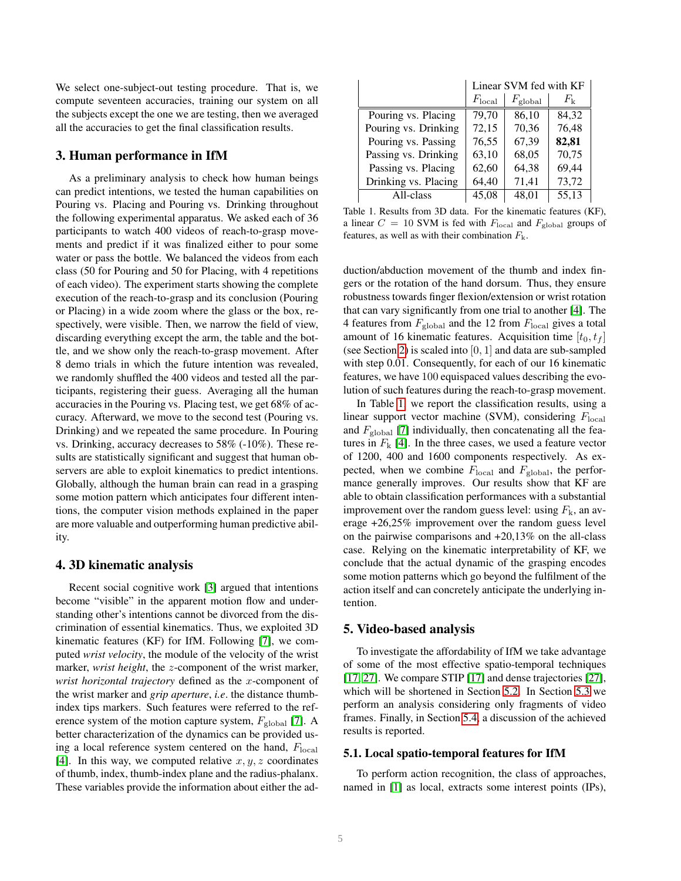We select one-subject-out testing procedure. That is, we compute seventeen accuracies, training our system on all the subjects except the one we are testing, then we averaged all the accuracies to get the final classification results.

## 3. Human performance in IfM

As a preliminary analysis to check how human beings can predict intentions, we tested the human capabilities on Pouring vs. Placing and Pouring vs. Drinking throughout the following experimental apparatus. We asked each of 36 participants to watch 400 videos of reach-to-grasp movements and predict if it was finalized either to pour some water or pass the bottle. We balanced the videos from each class (50 for Pouring and 50 for Placing, with 4 repetitions of each video). The experiment starts showing the complete execution of the reach-to-grasp and its conclusion (Pouring or Placing) in a wide zoom where the glass or the box, respectively, were visible. Then, we narrow the field of view, discarding everything except the arm, the table and the bottle, and we show only the reach-to-grasp movement. After 8 demo trials in which the future intention was revealed, we randomly shuffled the 400 videos and tested all the participants, registering their guess. Averaging all the human accuracies in the Pouring vs. Placing test, we get 68% of accuracy. Afterward, we move to the second test (Pouring vs. Drinking) and we repeated the same procedure. In Pouring vs. Drinking, accuracy decreases to 58% (-10%). These results are statistically significant and suggest that human observers are able to exploit kinematics to predict intentions. Globally, although the human brain can read in a grasping some motion pattern which anticipates four different intentions, the computer vision methods explained in the paper are more valuable and outperforming human predictive ability.

## 4. 3D kinematic analysis

Recent social cognitive work [3] argued that intentions become "visible" in the apparent motion flow and understanding other's intentions cannot be divorced from the discrimination of essential kinematics. Thus, we exploited 3D kinematic features (KF) for IfM. Following [7], we computed *wrist velocity*, the module of the velocity of the wrist marker, *wrist height*, the $z$-component of the wrist marker, *wrist horizontal trajectory* defined as the $x$-component of the wrist marker and *grip aperture*, *i.e.* the distance thumb-index tips markers. Such features were referred to the reference system of the motion capture system, $F_{\text{global}}$ [7]. A better characterization of the dynamics can be provided using a local reference system centered on the hand, $F_{\text{local}}$ [4]. In this way, we computed relative $x, y, z$ coordinates of thumb, index, thumb-index plane and the radius-phalanx. These variables provide the information about either the adduction/abduction movement of the thumb and index fingers or the rotation of the hand dorsum. Thus, they ensure robustness towards finger flexion/extension or wrist rotation that can vary significantly from one trial to another [4]. The 4 features from $F_{\text{global}}$ and the 12 from $F_{\text{local}}$ gives a total amount of 16 kinematic features. Acquisition time $[t_0, t_f]$ (see Section 2) is scaled into $[0, 1]$ and data are sub-sampled with step 0.01. Consequently, for each of our 16 kinematic features, we have 100 equispaced values describing the evolution of such features during the reach-to-grasp movement.

| | Linear SVM fed with KF | | |
|---|---|---|---|
| | $F_{\text{local}}$ | $F_{\text{global}}$ | $F_{\text{k}}$ |
| Pouring vs. Placing | 79,70 | 86,10 | 84,32 |
| Pouring vs. Drinking | 72,15 | 70,36 | 76,48 |
| Pouring vs. Passing | 76,55 | 67,39 | **82,81** |
| Passing vs. Drinking | 63,10 | 68,05 | 70,75 |
| Passing vs. Placing | 62,60 | 64,38 | 69,44 |
| Drinking vs. Placing | 64,40 | 71,41 | 73,72 |
| All-class | 45,08 | 48,01 | 55,13 |

Table 1. Results from 3D data. For the kinematic features (KF), a linear $C = 10$ SVM is fed with $F_{\text{local}}$ and $F_{\text{global}}$ groups of features, as well as with their combination $F_{\text{k}}$.

In Table 1, we report the classification results, using a linear support vector machine (SVM), considering $F_{\text{local}}$ and $F_{\text{global}}$ [7] individually, then concatenating all the features in $F_{\text{k}}$ [4]. In the three cases, we used a feature vector of 1200, 400 and 1600 components respectively. As expected, when we combine $F_{\text{local}}$ and $F_{\text{global}}$, the performance generally improves. Our results show that KF are able to obtain classification performances with a substantial improvement over the random guess level: using $F_{\text{k}}$, an average +26,25% improvement over the random guess level on the pairwise comparisons and +20,13% on the all-class case. Relying on the kinematic interpretability of KF, we conclude that the actual dynamic of the grasping encodes some motion patterns which go beyond the fulfilment of the action itself and can concretely anticipate the underlying intention.

## 5. Video-based analysis

To investigate the affordability of IfM we take advantage of some of the most effective spatio-temporal techniques [17, 27]. We compare STIP [17] and dense trajectories [27], which will be shortened in Section 5.2. In Section 5.3 we perform an analysis considering only fragments of video frames. Finally, in Section 5.4, a discussion of the achieved results is reported.

### 5.1. Local spatio-temporal features for IfM

To perform action recognition, the class of approaches, named in [1] as local, extracts some interest points (IPs),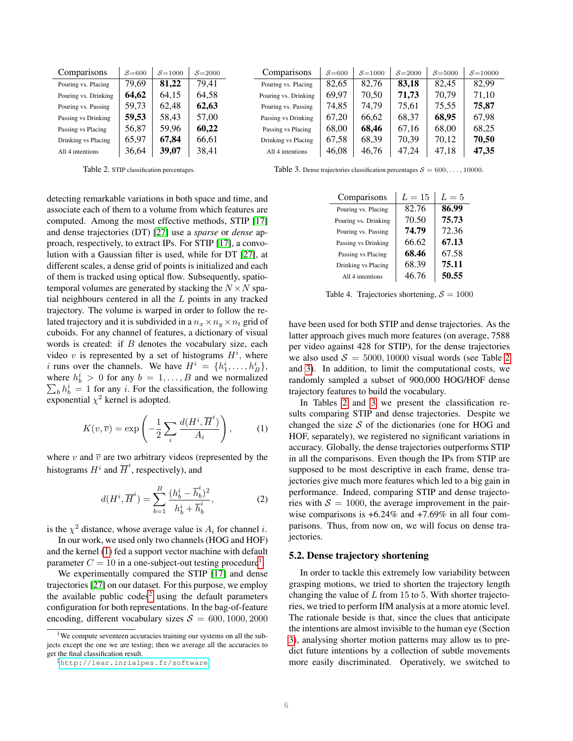| Comparisons | $\mathcal{S}$=600 | $\mathcal{S}$=1000 | $\mathcal{S}$=2000 |
|---|---|---|---|
| Pouring vs. Placing | 79,69 | **81,22** | 79,41 |
| Pouring vs. Drinking | **64,62** | 64,15 | 64,58 |
| Pouring vs. Passing | 59,73 | 62,48 | **62,63** |
| Passing vs Drinking | **59,53** | 58,43 | 57,00 |
| Passing vs Placing | 56,87 | 59,96 | **60,22** |
| Drinking vs Placing | 65,97 | **67,84** | 66,61 |
| All 4 intentions | 36,64 | **39,07** | 38,41 |

Table 2. STIP classification percentages.

| Comparisons | $\mathcal{S}$=600 | $\mathcal{S}$=1000 | $\mathcal{S}$=2000 | $\mathcal{S}$=5000 | $\mathcal{S}$=10000 |
|---|---|---|---|---|---|
| Pouring vs. Placing | 82,65 | 82,76 | **83,18** | 82,45 | 82,99 |
| Pouring vs. Drinking | 69,97 | 70,50 | **71,73** | 70,79 | 71,10 |
| Pouring vs. Passing | 74,85 | 74,79 | 75,61 | 75,55 | **75,87** |
| Passing vs Drinking | 67,20 | 66,62 | 68,37 | **68,95** | 67,98 |
| Passing vs Placing | 68,00 | **68,46** | 67,16 | 68,00 | 68,25 |
| Drinking vs Placing | 67,58 | 68,39 | 70,39 | 70,12 | **70,50** |
| All 4 intentions | 46,08 | 46,76 | 47,24 | 47,18 | **47,35** |

Table 3. Dense trajectories classification percentages $\mathcal{S} = 600, \ldots, 10000$.

detecting remarkable variations in both space and time, and associate each of them to a volume from which features are computed. Among the most effective methods, STIP [17] and dense trajectories (DT) [27] use a *sparse* or *dense* approach, respectively, to extract IPs. For STIP [17], a convolution with a Gaussian filter is used, while for DT [27], at different scales, a dense grid of points is initialized and each of them is tracked using optical flow. Subsequently, spatio-temporal volumes are generated by stacking the $N \times N$ spatial neighbours centered in all the $L$ points in any tracked trajectory. The volume is warped in order to follow the related trajectory and it is subdivided in a $n_x \times n_y \times n_t$ grid of cuboids. For any channel of features, a dictionary of visual words is created: if $B$ denotes the vocabulary size, each video $v$ is represented by a set of histograms $H^i$, where $i$ runs over the channels. We have $H^i = \{h^i_1, \ldots, h^i_B\}$, where $h^i_b > 0$ for any $b = 1, \ldots, B$ and we normalized $\sum_b h^i_b = 1$ for any $i$. For the classification, the following exponential $\chi^2$ kernel is adopted.

$$K(v, \overline{v}) = \exp\left( -\frac{1}{2} \sum_i \frac{d(H^i, \overline{H}^i)}{A_i} \right), \tag{1}$$

where $v$ and $\overline{v}$ are two arbitrary videos (represented by the histograms $H^i$ and $\overline{H}^i$, respectively), and

$$d(H^i, \overline{H}^i) = \sum_{b=1}^{B} \frac{(h^i_b - \overline{h}^i_b)^2}{h^i_b + \overline{h}^i_b}, \tag{2}$$

is the $\chi^2$ distance, whose average value is $A_i$ for channel $i$.

In our work, we used only two channels (HOG and HOF) and the kernel (1) fed a support vector machine with default parameter $C = 10$ in a one-subject-out testing procedure[1].

We experimentally compared the STIP [17] and dense trajectories [27] on our dataset. For this purpose, we employ the available public codes[2] using the default parameters configuration for both representations. In the bag-of-feature encoding, different vocabulary sizes $\mathcal{S} = 600, 1000, 2000$ have been used for both STIP and dense trajectories. As the latter approach gives much more features (on average, 7588 per video against 428 for STIP), for the dense trajectories we also used $\mathcal{S} = 5000, 10000$ visual words (see Table 2 and 3). In addition, to limit the computational costs, we randomly sampled a subset of 900,000 HOG/HOF dense trajectory features to build the vocabulary.

In Tables 2 and 3 we present the classification results comparing STIP and dense trajectories. Despite we changed the size $\mathcal{S}$ of the dictionaries (one for HOG and HOF, separately), we registered no significant variations in accuracy. Globally, the dense trajectories outperforms STIP in all the comparisons. Even though the IPs from STIP are supposed to be most descriptive in each frame, dense trajectories give much more features which led to a big gain in performance. Indeed, comparing STIP and dense trajectories with $\mathcal{S} = 1000$, the average improvement in the pairwise comparisons is +6.24% and +7.69% in all four comparisons. Thus, from now on, we will focus on dense trajectories.

| Comparisons | $L = 15$ | $L = 5$ |
|---|---|---|
| Pouring vs. Placing | 82.76 | **86.99** |
| Pouring vs. Drinking | 70.50 | **75.73** |
| Pouring vs. Passing | **74.79** | 72.36 |
| Passing vs Drinking | 66.62 | **67.13** |
| Passing vs Placing | **68.46** | 67.58 |
| Drinking vs Placing | 68.39 | **75.11** |
| All 4 intentions | 46.76 | **50.55** |

Table 4. Trajectories shortening, $\mathcal{S} = 1000$

### 5.2. Dense trajectory shortening

In order to tackle this extremely low variability between grasping motions, we tried to shorten the trajectory length changing the value of $L$ from 15 to 5. With shorter trajectories, we tried to perform IfM analysis at a more atomic level. The rationale beside is that, since the clues that anticipate the intentions are almost invisible to the human eye (Section 3), analysing shorter motion patterns may allow us to predict future intentions by a collection of subtle movements more easily discriminated. Operatively, we switched to

[1] We compute seventeen accuracies training our systems on all the subjects except the one we are testing; then we average all the accuracies to get the final classification result.

[2] http://lear.inrialpes.fr/software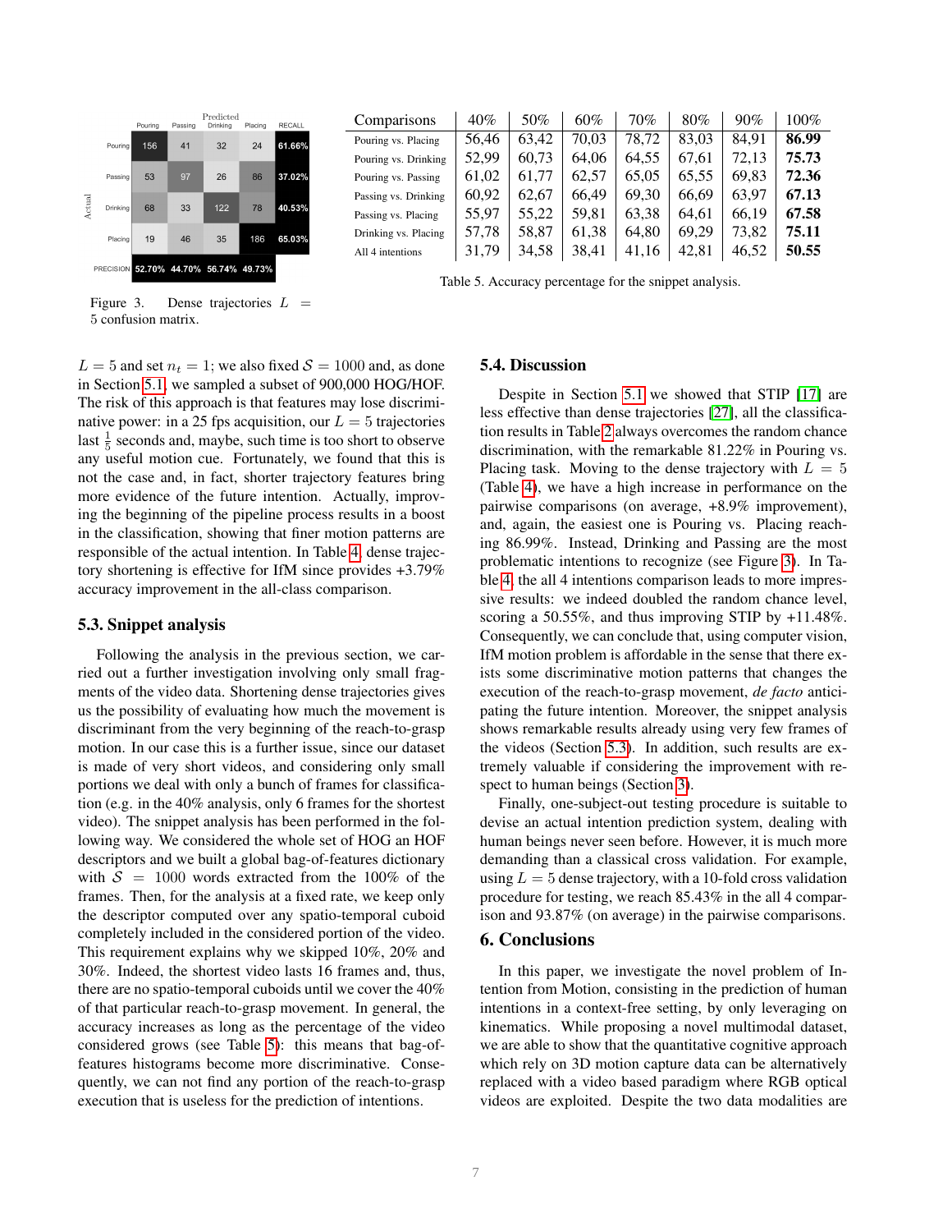| | Predicted | | | | |
|---|---|---|---|---|---|
| Actual | Pouring | Passing | Drinking | Placing | RECALL |
| Pouring | 156 | 41 | 32 | 24 | 61.66% |
| Passing | 53 | 97 | 26 | 86 | 37.02% |
| Drinking | 68 | 33 | 122 | 78 | 40.53% |
| Placing | 19 | 46 | 35 | 186 | 65.03% |
| PRECISION | 52.70% | 44.70% | 56.74% | 49.73% | |

Figure 3. Dense trajectories $L = 5$ confusion matrix.

| Comparisons | 40% | 50% | 60% | 70% | 80% | 90% | 100% |
|---|---|---|---|---|---|---|---|
| Pouring vs. Placing | 56,46 | 63,42 | 70,03 | 78,72 | 83,03 | 84,91 | **86.99** |
| Pouring vs. Drinking | 52,99 | 60,73 | 64,06 | 64,55 | 67,61 | 72,13 | **75.73** |
| Pouring vs. Passing | 61,02 | 61,77 | 62,57 | 65,05 | 65,55 | 69,83 | **72.36** |
| Passing vs. Drinking | 60,92 | 62,67 | 66,49 | 69,30 | 66,69 | 63,97 | **67.13** |
| Passing vs. Placing | 55,97 | 55,22 | 59,81 | 63,38 | 64,61 | 66,19 | **67.58** |
| Drinking vs. Placing | 57,78 | 58,87 | 61,38 | 64,80 | 69,29 | 73,82 | **75.11** |
| All 4 intentions | 31,79 | 34,58 | 38,41 | 41,16 | 42,81 | 46,52 | **50.55** |

Table 5. Accuracy percentage for the snippet analysis.

$L = 5$ and set $n_t = 1$; we also fixed $\mathcal{S} = 1000$ and, as done in Section 5.1, we sampled a subset of 900,000 HOG/HOF. The risk of this approach is that features may lose discriminative power: in a 25 fps acquisition, our $L = 5$ trajectories last $\frac{1}{5}$ seconds and, maybe, such time is too short to observe any useful motion cue. Fortunately, we found that this is not the case and, in fact, shorter trajectory features bring more evidence of the future intention. Actually, improving the beginning of the pipeline process results in a boost in the classification, showing that finer motion patterns are responsible of the actual intention. In Table 4, dense trajectory shortening is effective for IfM since provides +3.79% accuracy improvement in the all-class comparison.

### 5.3. Snippet analysis

Following the analysis in the previous section, we carried out a further investigation involving only small fragments of the video data. Shortening dense trajectories gives us the possibility of evaluating how much the movement is discriminant from the very beginning of the reach-to-grasp motion. In our case this is a further issue, since our dataset is made of very short videos, and considering only small portions we deal with only a bunch of frames for classification (e.g. in the 40% analysis, only 6 frames for the shortest video). The snippet analysis has been performed in the following way. We considered the whole set of HOG an HOF descriptors and we built a global bag-of-features dictionary with $\mathcal{S} = 1000$ words extracted from the 100% of the frames. Then, for the analysis at a fixed rate, we keep only the descriptor computed over any spatio-temporal cuboid completely included in the considered portion of the video. This requirement explains why we skipped 10%, 20% and 30%. Indeed, the shortest video lasts 16 frames and, thus, there are no spatio-temporal cuboids until we cover the 40% of that particular reach-to-grasp movement. In general, the accuracy increases as long as the percentage of the video considered grows (see Table 5): this means that bag-of-features histograms become more discriminative. Consequently, we can not find any portion of the reach-to-grasp execution that is useless for the prediction of intentions.

### 5.4. Discussion

Despite in Section 5.1 we showed that STIP [17] are less effective than dense trajectories [27], all the classification results in Table 2 always overcomes the random chance discrimination, with the remarkable 81.22% in Pouring vs. Placing task. Moving to the dense trajectory with $L = 5$ (Table 4), we have a high increase in performance on the pairwise comparisons (on average, +8.9% improvement), and, again, the easiest one is Pouring vs. Placing reaching 86.99%. Instead, Drinking and Passing are the most problematic intentions to recognize (see Figure 3). In Table 4, the all 4 intentions comparison leads to more impressive results: we indeed doubled the random chance level, scoring a 50.55%, and thus improving STIP by +11.48%. Consequently, we can conclude that, using computer vision, IfM motion problem is affordable in the sense that there exists some discriminative motion patterns that changes the execution of the reach-to-grasp movement, *de facto* anticipating the future intention. Moreover, the snippet analysis shows remarkable results already using very few frames of the videos (Section 5.3). In addition, such results are extremely valuable if considering the improvement with respect to human beings (Section 3).

Finally, one-subject-out testing procedure is suitable to devise an actual intention prediction system, dealing with human beings never seen before. However, it is much more demanding than a classical cross validation. For example, using $L = 5$ dense trajectory, with a 10-fold cross validation procedure for testing, we reach 85.43% in the all 4 comparison and 93.87% (on average) in the pairwise comparisons.

## 6. Conclusions

In this paper, we investigate the novel problem of Intention from Motion, consisting in the prediction of human intentions in a context-free setting, by only leveraging on kinematics. While proposing a novel multimodal dataset, we are able to show that the quantitative cognitive approach which rely on 3D motion capture data can be alternatively replaced with a video based paradigm where RGB optical videos are exploited. Despite the two data modalities are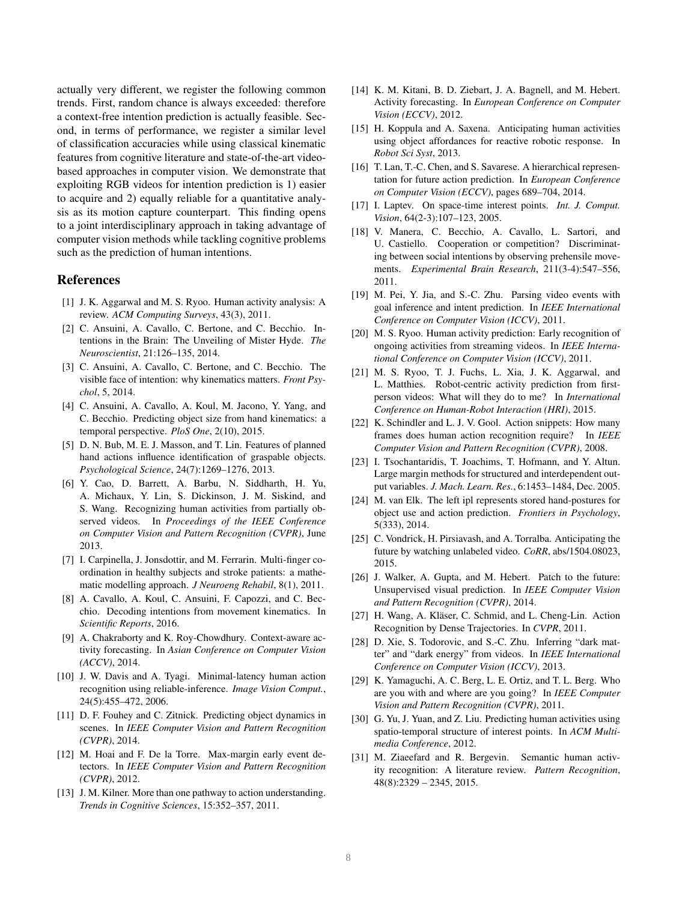actually very different, we register the following common trends. First, random chance is always exceeded: therefore a context-free intention prediction is actually feasible. Second, in terms of performance, we register a similar level of classification accuracies while using classical kinematic features from cognitive literature and state-of-the-art video-based approaches in computer vision. We demonstrate that exploiting RGB videos for intention prediction is 1) easier to acquire and 2) equally reliable for a quantitative analysis as its motion capture counterpart. This finding opens to a joint interdisciplinary approach in taking advantage of computer vision methods while tackling cognitive problems such as the prediction of human intentions.

## References

[1] J. K. Aggarwal and M. S. Ryoo. Human activity analysis: A review. *ACM Computing Surveys*, 43(3), 2011.

[2] C. Ansuini, A. Cavallo, C. Bertone, and C. Becchio. Intentions in the Brain: The Unveiling of Mister Hyde. *The Neuroscientist*, 21:126–135, 2014.

[3] C. Ansuini, A. Cavallo, C. Bertone, and C. Becchio. The visible face of intention: why kinematics matters. *Front Psychol*, 5, 2014.

[4] C. Ansuini, A. Cavallo, A. Koul, M. Jacono, Y. Yang, and C. Becchio. Predicting object size from hand kinematics: a temporal perspective. *PloS One*, 2(10), 2015.

[5] D. N. Bub, M. E. J. Masson, and T. Lin. Features of planned hand actions influence identification of graspable objects. *Psychological Science*, 24(7):1269–1276, 2013.

[6] Y. Cao, D. Barrett, A. Barbu, N. Siddharth, H. Yu, A. Michaux, Y. Lin, S. Dickinson, J. M. Siskind, and S. Wang. Recognizing human activities from partially observed videos. In *Proceedings of the IEEE Conference on Computer Vision and Pattern Recognition (CVPR)*, June 2013.

[7] I. Carpinella, J. Jonsdottir, and M. Ferrarin. Multi-finger coordination in healthy subjects and stroke patients: a mathematic modelling approach. *J Neuroeng Rehabil*, 8(1), 2011.

[8] A. Cavallo, A. Koul, C. Ansuini, F. Capozzi, and C. Becchio. Decoding intentions from movement kinematics. In *Scientific Reports*, 2016.

[9] A. Chakraborty and K. Roy-Chowdhury. Context-aware activity forecasting. In *Asian Conference on Computer Vision (ACCV)*, 2014.

[10] J. W. Davis and A. Tyagi. Minimal-latency human action recognition using reliable-inference. *Image Vision Comput.*, 24(5):455–472, 2006.

[11] D. F. Fouhey and C. Zitnick. Predicting object dynamics in scenes. In *IEEE Computer Vision and Pattern Recognition (CVPR)*, 2014.

[12] M. Hoai and F. De la Torre. Max-margin early event detectors. In *IEEE Computer Vision and Pattern Recognition (CVPR)*, 2012.

[13] J. M. Kilner. More than one pathway to action understanding. *Trends in Cognitive Sciences*, 15:352–357, 2011.

[14] K. M. Kitani, B. D. Ziebart, J. A. Bagnell, and M. Hebert. Activity forecasting. In *European Conference on Computer Vision (ECCV)*, 2012.

[15] H. Koppula and A. Saxena. Anticipating human activities using object affordances for reactive robotic response. In *Robot Sci Syst*, 2013.

[16] T. Lan, T.-C. Chen, and S. Savarese. A hierarchical representation for future action prediction. In *European Conference on Computer Vision (ECCV)*, pages 689–704, 2014.

[17] I. Laptev. On space-time interest points. *Int. J. Comput. Vision*, 64(2-3):107–123, 2005.

[18] V. Manera, C. Becchio, A. Cavallo, L. Sartori, and U. Castiello. Cooperation or competition? Discriminating between social intentions by observing prehensile movements. *Experimental Brain Research*, 211(3-4):547–556, 2011.

[19] M. Pei, Y. Jia, and S.-C. Zhu. Parsing video events with goal inference and intent prediction. In *IEEE International Conference on Computer Vision (ICCV)*, 2011.

[20] M. S. Ryoo. Human activity prediction: Early recognition of ongoing activities from streaming videos. In *IEEE International Conference on Computer Vision (ICCV)*, 2011.

[21] M. S. Ryoo, T. J. Fuchs, L. Xia, J. K. Aggarwal, and L. Matthies. Robot-centric activity prediction from first-person videos: What will they do to me? In *International Conference on Human-Robot Interaction (HRI)*, 2015.

[22] K. Schindler and L. J. V. Gool. Action snippets: How many frames does human action recognition require? In *IEEE Computer Vision and Pattern Recognition (CVPR)*, 2008.

[23] I. Tsochantaridis, T. Joachims, T. Hofmann, and Y. Altun. Large margin methods for structured and interdependent output variables. *J. Mach. Learn. Res.*, 6:1453–1484, Dec. 2005.

[24] M. van Elk. The left ipl represents stored hand-postures for object use and action prediction. *Frontiers in Psychology*, 5(333), 2014.

[25] C. Vondrick, H. Pirsiavash, and A. Torralba. Anticipating the future by watching unlabeled video. *CoRR*, abs/1504.08023, 2015.

[26] J. Walker, A. Gupta, and M. Hebert. Patch to the future: Unsupervised visual prediction. In *IEEE Computer Vision and Pattern Recognition (CVPR)*, 2014.

[27] H. Wang, A. Kläser, C. Schmid, and L. Cheng-Lin. Action Recognition by Dense Trajectories. In *CVPR*, 2011.

[28] D. Xie, S. Todorovic, and S.-C. Zhu. Inferring "dark matter" and "dark energy" from videos. In *IEEE International Conference on Computer Vision (ICCV)*, 2013.

[29] K. Yamaguchi, A. C. Berg, L. E. Ortiz, and T. L. Berg. Who are you with and where are you going? In *IEEE Computer Vision and Pattern Recognition (CVPR)*, 2011.

[30] G. Yu, J. Yuan, and Z. Liu. Predicting human activities using spatio-temporal structure of interest points. In *ACM Multimedia Conference*, 2012.

[31] M. Ziaeefard and R. Bergevin. Semantic human activity recognition: A literature review. *Pattern Recognition*, 48(8):2329 – 2345, 2015.